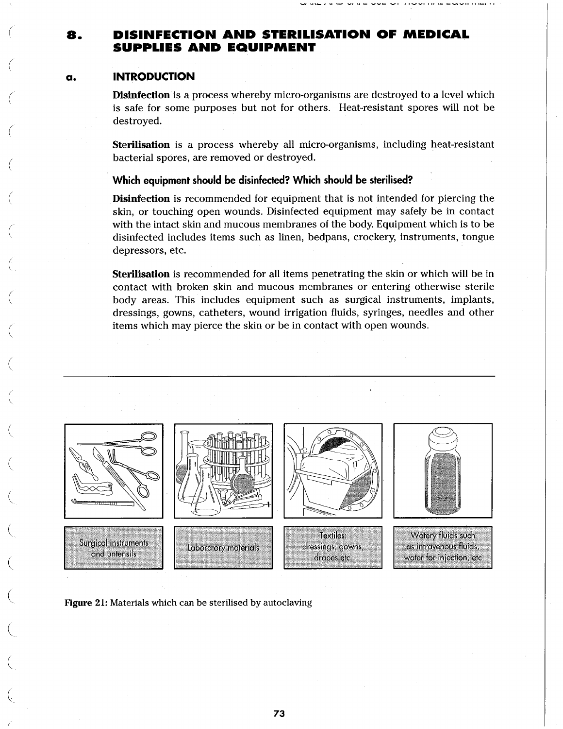# 8. DISINFECTION AND STERILISATION OF MEDICAL SUPPLIES AND EQUIPMENT

## a. INTRODUCTION

**Disinfection** is a process whereby micro-organisms are destroyed to a level which is safe for some purposes but not for others. Heat-resistant spores will not be destroyed.

**Sterilisation** is a process whereby all micro-organisms, including heat-resistant bacterial spores, are removed or destroyed.

### Which equipment should be disinfected? Which should be sterilised?

**Disinfection** is recommended for equipment that is not intended for piercing the skin, or touching open wounds. Disinfected equipment may safely be in contact with the intact skin and mucous membranes of the body. Equipment which is to be disinfected includes items such as linen, bedpans, crockery, instruments, tongue depressors, etc.

**Sterilisation** is recommended for all items penetrating the skin or which will be in contact with broken skin and mucous membranes or entering otherwise sterile body areas. This includes equipment such as surgical instruments, implants, dressings, gowns, catheters, wound irrigation fluids, syringes, needles and other items which may pierce the skin or be in contact with open wounds.

Surgical instruments and untensils

Laboratory materials

Textiles: dressings, gowns, drapes etc.

Watery fluids such as intravenous fluids, water for injection, etc

**Figure 21:** Materials which can be sterilised by autoclaving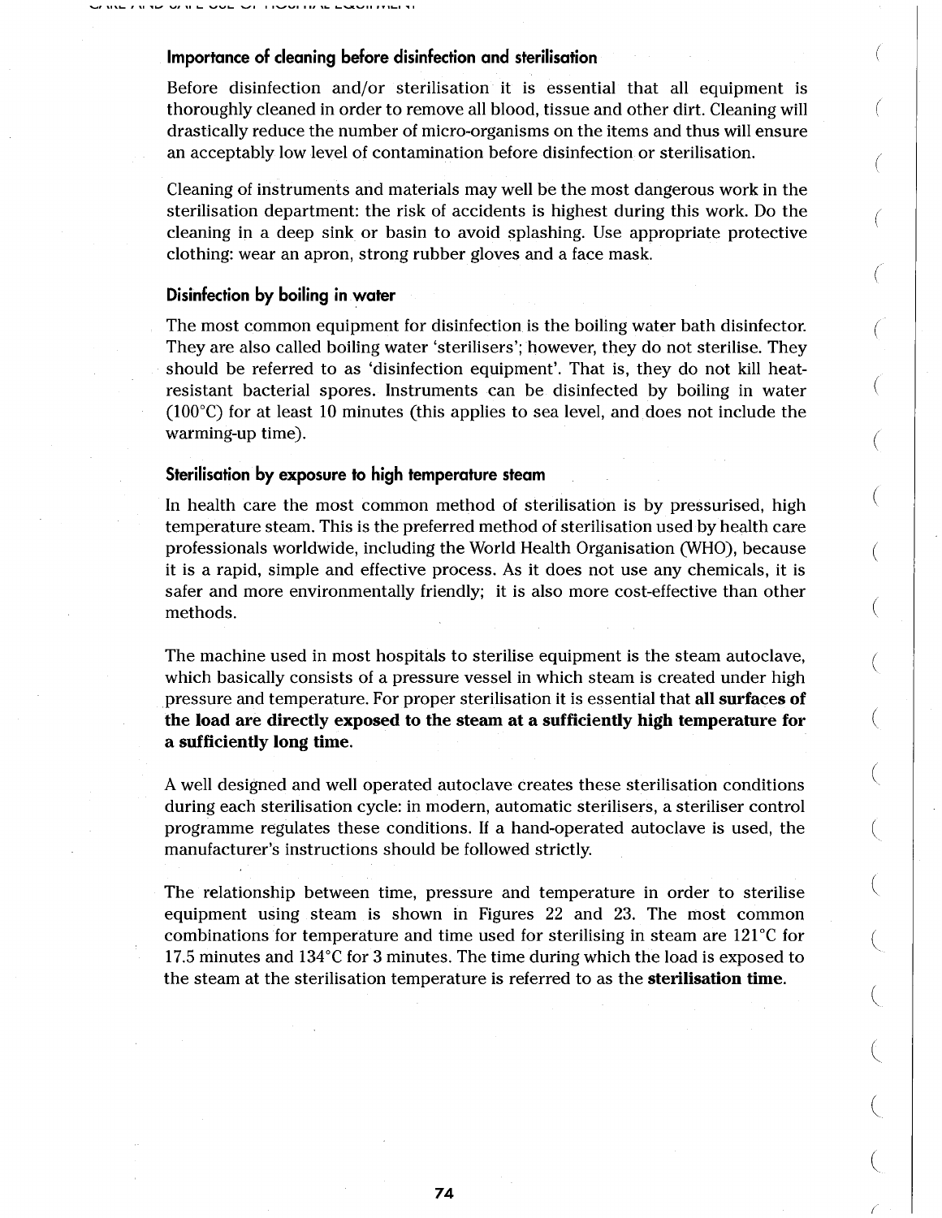### Importance of cleaning before disinfection and sterilisation

Before disinfection and/or sterilisation it is essential that all equipment is thoroughly cleaned in order to remove all blood, tissue and other dirt. Cleaning will drastically reduce the number of micro-organisms on the items and thus will ensure an acceptably low level of contamination before disinfection or sterilisation.

Cleaning of instruments and materials may well be the most dangerous work in the sterilisation department: the risk of accidents is highest during this work. Do the cleaning in a deep sink or basin to avoid splashing. Use appropriate protective clothing: wear an apron, strong rubber gloves and a face mask.

### Disinfection by boiling in water

The most common equipment for disinfection is the boiling water bath disinfector. They are also called boiling water 'sterilisers'; however, they do not sterilise. They should be referred to as 'disinfection equipment'. That is, they do not kill heat-resistant bacterial spores. Instruments can be disinfected by boiling in water (100°C) for at least 10 minutes (this applies to sea level, and does not include the warming-up time).

### Sterilisation by exposure to high temperature steam

In health care the most common method of sterilisation is by pressurised, high temperature steam. This is the preferred method of sterilisation used by health care professionals worldwide, including the World Health Organisation (WHO), because it is a rapid, simple and effective process. As it does not use any chemicals, it is safer and more environmentally friendly; it is also more cost-effective than other methods.

The machine used in most hospitals to sterilise equipment is the steam autoclave, which basically consists of a pressure vessel in which steam is created under high pressure and temperature. For proper sterilisation it is essential that **all surfaces of the load are directly exposed to the steam at a sufficiently high temperature for a sufficiently long time.**

A well designed and well operated autoclave creates these sterilisation conditions during each sterilisation cycle: in modern, automatic sterilisers, a steriliser control programme regulates these conditions. If a hand-operated autoclave is used, the manufacturer's instructions should be followed strictly.

The relationship between time, pressure and temperature in order to sterilise equipment using steam is shown in Figures 22 and 23. The most common combinations for temperature and time used for sterilising in steam are 121°C for 17.5 minutes and 134°C for 3 minutes. The time during which the load is exposed to the steam at the sterilisation temperature is referred to as the **sterilisation time**.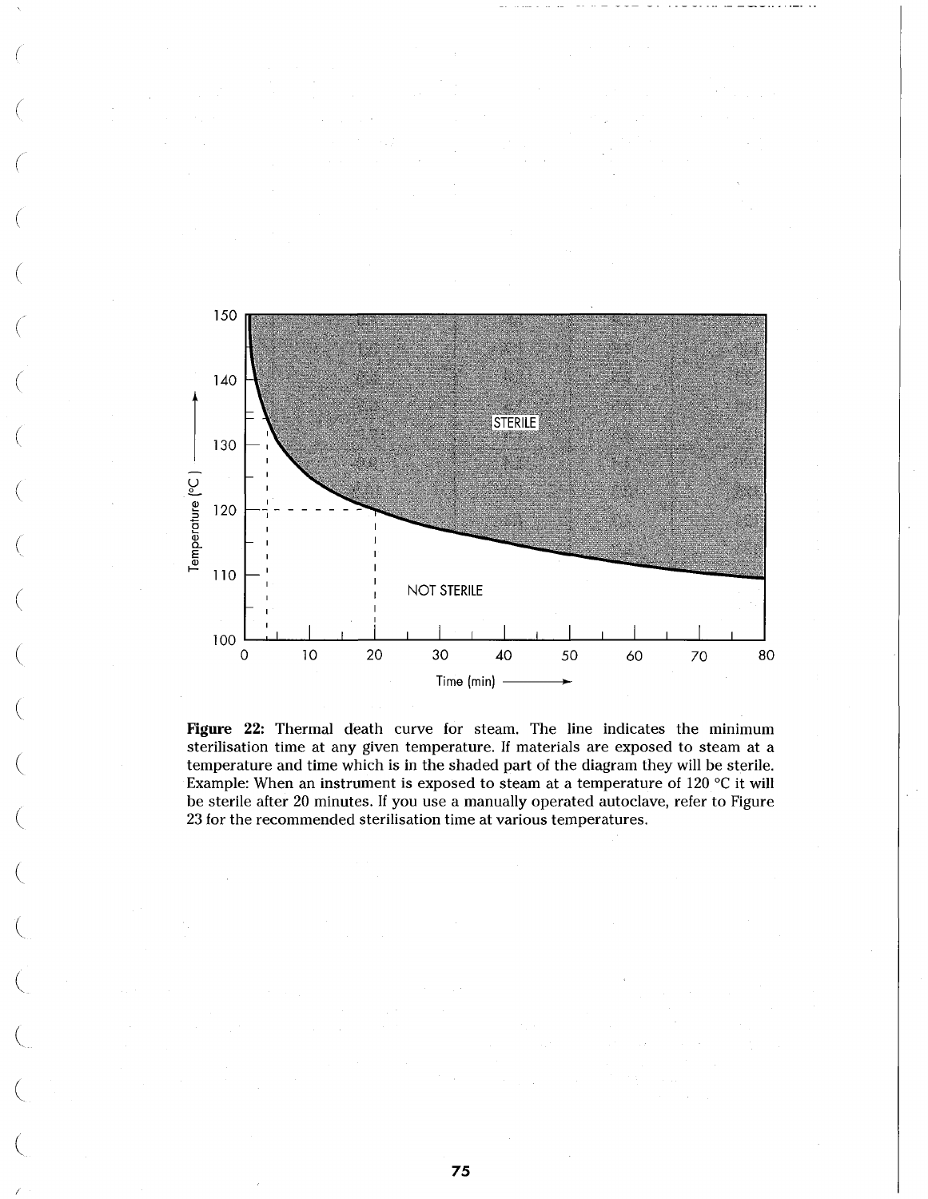**Figure 22:** Thermal death curve for steam. The line indicates the minimum sterilisation time at any given temperature. If materials are exposed to steam at a temperature and time which is in the shaded part of the diagram they will be sterile. Example: When an instrument is exposed to steam at a temperature of 120 °C it will be sterile after 20 minutes. If you use a manually operated autoclave, refer to Figure 23 for the recommended sterilisation time at various temperatures.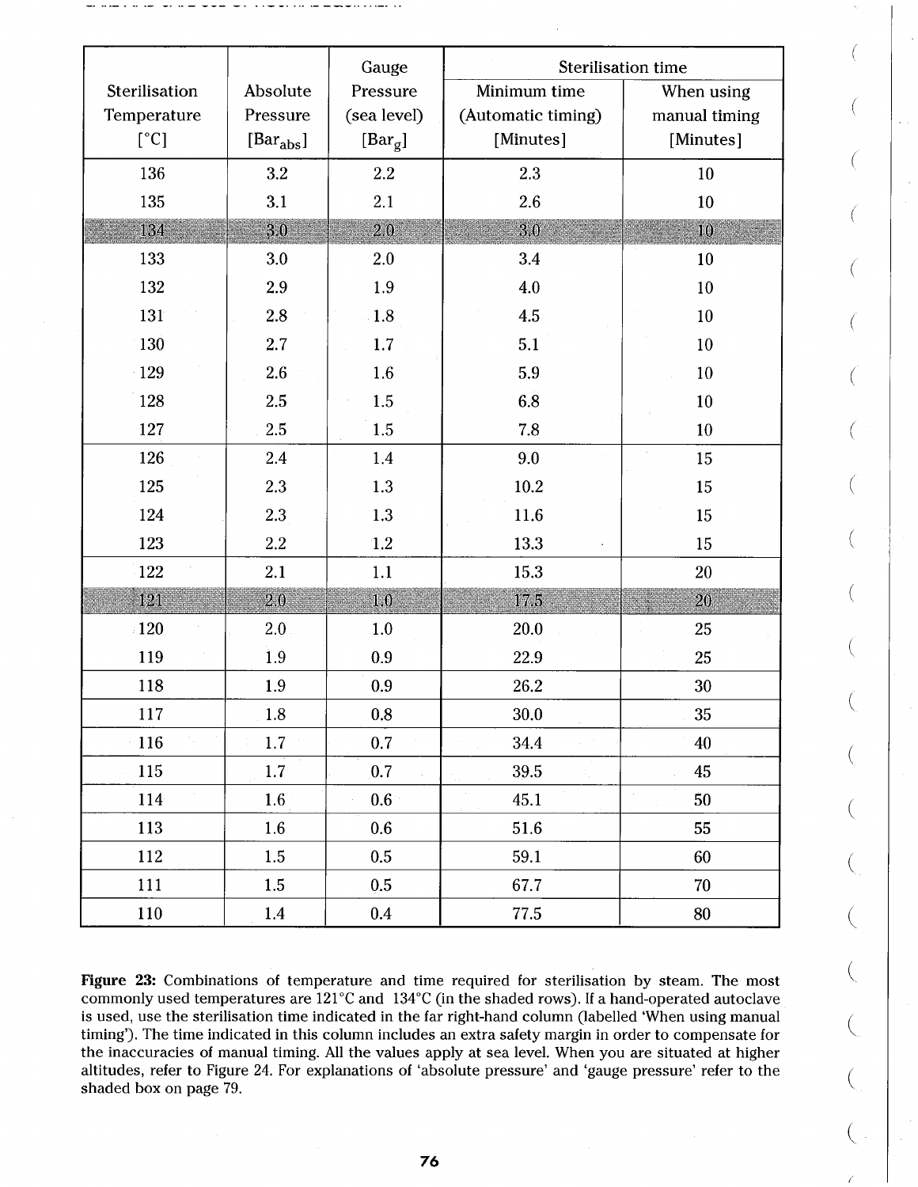| Sterilisation Temperature [°C] | Absolute Pressure [$Bar_{abs}$] | Gauge Pressure (sea level) [$Bar_g$] | Sterilisation time | |
|---|---|---|---|---|
| | | | Minimum time (Automatic timing) [Minutes] | When using manual timing [Minutes] |
| 136 | 3.2 | 2.2 | 2.3 | 10 |
| 135 | 3.1 | 2.1 | 2.6 | 10 |
| 134 | 3.0 | 2.0 | 3.0 | 10 |
| 133 | 3.0 | 2.0 | 3.4 | 10 |
| 132 | 2.9 | 1.9 | 4.0 | 10 |
| 131 | 2.8 | 1.8 | 4.5 | 10 |
| 130 | 2.7 | 1.7 | 5.1 | 10 |
| 129 | 2.6 | 1.6 | 5.9 | 10 |
| 128 | 2.5 | 1.5 | 6.8 | 10 |
| 127 | 2.5 | 1.5 | 7.8 | 10 |
| 126 | 2.4 | 1.4 | 9.0 | 15 |
| 125 | 2.3 | 1.3 | 10.2 | 15 |
| 124 | 2.3 | 1.3 | 11.6 | 15 |
| 123 | 2.2 | 1.2 | 13.3 | 15 |
| 122 | 2.1 | 1.1 | 15.3 | 20 |
| 121 | 2.0 | 1.0 | 17.5 | 20 |
| 120 | 2.0 | 1.0 | 20.0 | 25 |
| 119 | 1.9 | 0.9 | 22.9 | 25 |
| 118 | 1.9 | 0.9 | 26.2 | 30 |
| 117 | 1.8 | 0.8 | 30.0 | 35 |
| 116 | 1.7 | 0.7 | 34.4 | 40 |
| 115 | 1.7 | 0.7 | 39.5 | 45 |
| 114 | 1.6 | 0.6 | 45.1 | 50 |
| 113 | 1.6 | 0.6 | 51.6 | 55 |
| 112 | 1.5 | 0.5 | 59.1 | 60 |
| 111 | 1.5 | 0.5 | 67.7 | 70 |
| 110 | 1.4 | 0.4 | 77.5 | 80 |

**Figure 23:** Combinations of temperature and time required for sterilisation by steam. The most commonly used temperatures are 121°C and 134°C (in the shaded rows). If a hand-operated autoclave is used, use the sterilisation time indicated in the far right-hand column (labelled 'When using manual timing'). The time indicated in this column includes an extra safety margin in order to compensate for the inaccuracies of manual timing. All the values apply at sea level. When you are situated at higher altitudes, refer to Figure 24. For explanations of 'absolute pressure' and 'gauge pressure' refer to the shaded box on page 79.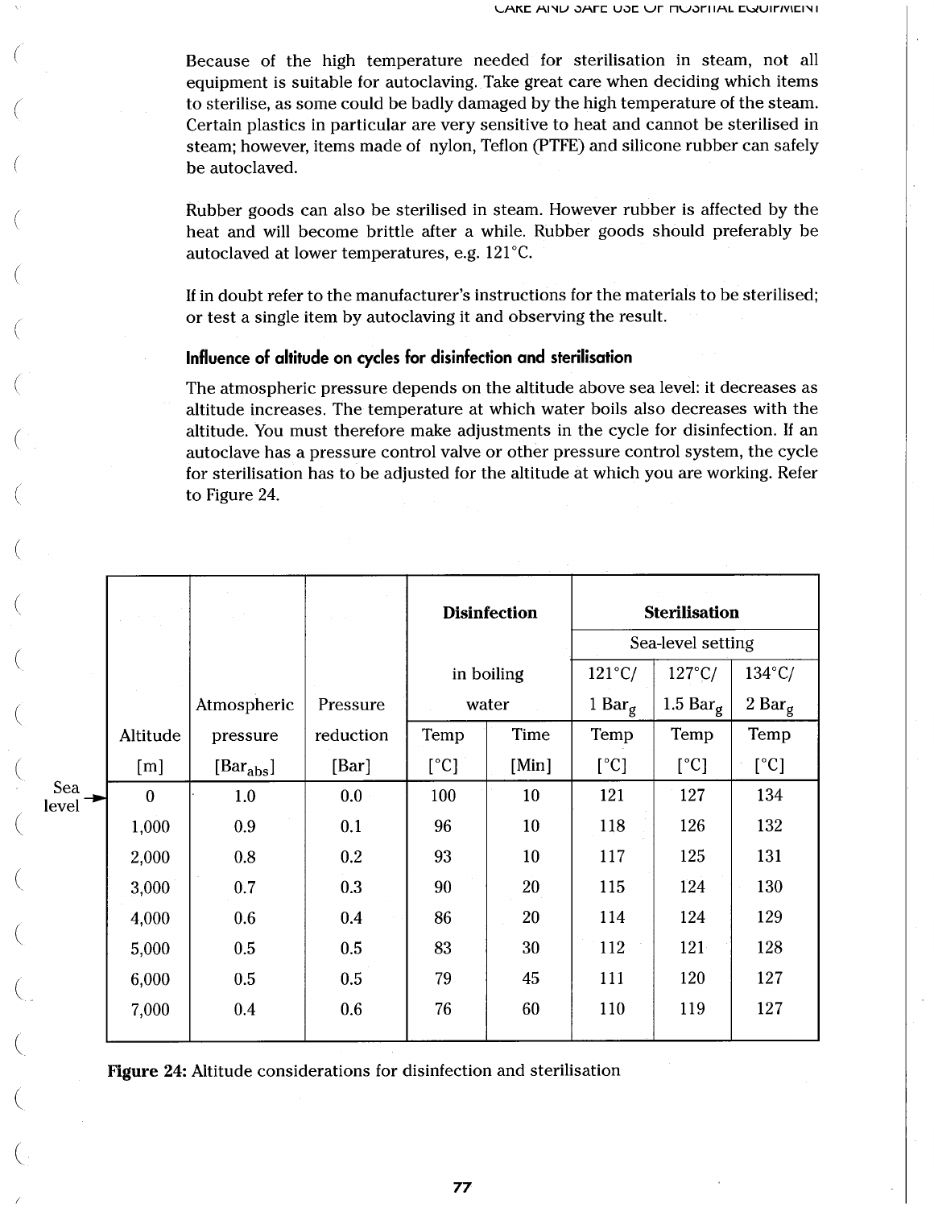Because of the high temperature needed for sterilisation in steam, not all equipment is suitable for autoclaving. Take great care when deciding which items to sterilise, as some could be badly damaged by the high temperature of the steam. Certain plastics in particular are very sensitive to heat and cannot be sterilised in steam; however, items made of nylon, Teflon (PTFE) and silicone rubber can safely be autoclaved.

Rubber goods can also be sterilised in steam. However rubber is affected by the heat and will become brittle after a while. Rubber goods should preferably be autoclaved at lower temperatures, e.g. 121°C.

If in doubt refer to the manufacturer's instructions for the materials to be sterilised; or test a single item by autoclaving it and observing the result.

### Influence of altitude on cycles for disinfection and sterilisation

The atmospheric pressure depends on the altitude above sea level: it decreases as altitude increases. The temperature at which water boils also decreases with the altitude. You must therefore make adjustments in the cycle for disinfection. If an autoclave has a pressure control valve or other pressure control system, the cycle for sterilisation has to be adjusted for the altitude at which you are working. Refer to Figure 24.

| | | | Disinfection | | Sterilisation | | |
|---|---|---|---|---|---|---|---|
| | | | | | Sea-level setting | | |
| | | | in boiling water | | 121°C/ 1 $Bar_g$ | 127°C/ 1.5 $Bar_g$ | 134°C/ 2 $Bar_g$ |
| Altitude [m] | Atmospheric pressure [$Bar_{abs}$] | Pressure reduction [Bar] | Temp [°C] | Time [Min] | Temp [°C] | Temp [°C] | Temp [°C] |
| 0 (Sea level) | 1.0 | 0.0 | 100 | 10 | 121 | 127 | 134 |
| 1,000 | 0.9 | 0.1 | 96 | 10 | 118 | 126 | 132 |
| 2,000 | 0.8 | 0.2 | 93 | 10 | 117 | 125 | 131 |
| 3,000 | 0.7 | 0.3 | 90 | 20 | 115 | 124 | 130 |
| 4,000 | 0.6 | 0.4 | 86 | 20 | 114 | 124 | 129 |
| 5,000 | 0.5 | 0.5 | 83 | 30 | 112 | 121 | 128 |
| 6,000 | 0.5 | 0.5 | 79 | 45 | 111 | 120 | 127 |
| 7,000 | 0.4 | 0.6 | 76 | 60 | 110 | 119 | 127 |

**Figure 24:** Altitude considerations for disinfection and sterilisation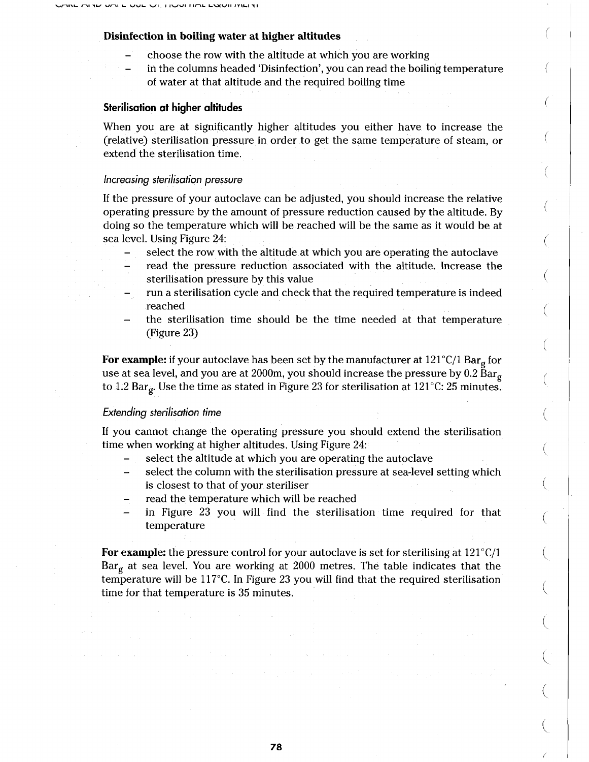**Disinfection in boiling water at higher altitudes**

- choose the row with the altitude at which you are working
- in the columns headed 'Disinfection', you can read the boiling temperature of water at that altitude and the required boiling time

### Sterilisation at higher altitudes

When you are at significantly higher altitudes you either have to increase the (relative) sterilisation pressure in order to get the same temperature of steam, or extend the sterilisation time.

*Increasing sterilisation pressure*

If the pressure of your autoclave can be adjusted, you should increase the relative operating pressure by the amount of pressure reduction caused by the altitude. By doing so the temperature which will be reached will be the same as it would be at sea level. Using Figure 24:

- select the row with the altitude at which you are operating the autoclave
- read the pressure reduction associated with the altitude. Increase the sterilisation pressure by this value
- run a sterilisation cycle and check that the required temperature is indeed reached
- the sterilisation time should be the time needed at that temperature (Figure 23)

**For example:** if your autoclave has been set by the manufacturer at 121°C/1 $Bar_g$ for use at sea level, and you are at 2000m, you should increase the pressure by 0.2 $Bar_g$ to 1.2 $Bar_g$. Use the time as stated in Figure 23 for sterilisation at 121°C: 25 minutes.

*Extending sterilisation time*

If you cannot change the operating pressure you should extend the sterilisation time when working at higher altitudes. Using Figure 24:

- select the altitude at which you are operating the autoclave
- select the column with the sterilisation pressure at sea-level setting which is closest to that of your steriliser
- read the temperature which will be reached
- in Figure 23 you will find the sterilisation time required for that temperature

**For example:** the pressure control for your autoclave is set for sterilising at 121°C/1 $Bar_g$ at sea level. You are working at 2000 metres. The table indicates that the temperature will be 117°C. In Figure 23 you will find that the required sterilisation time for that temperature is 35 minutes.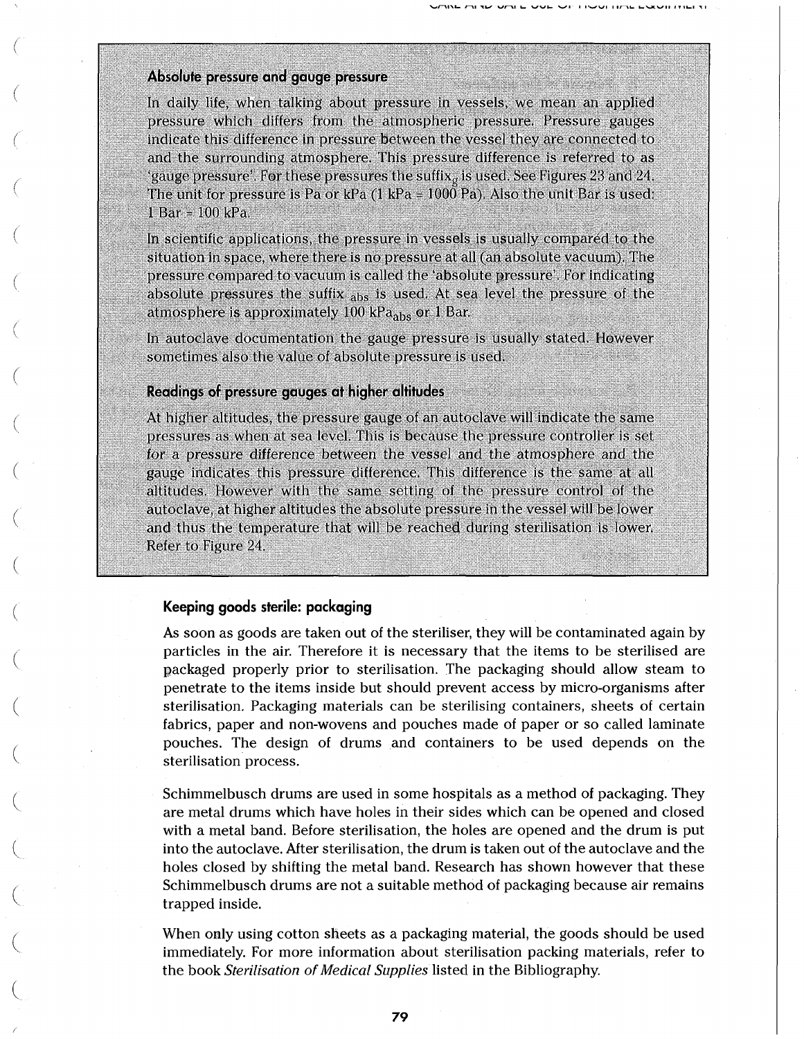### Absolute pressure and gauge pressure

In daily life, when talking about pressure in vessels, we mean an applied pressure which differs from the atmospheric pressure. Pressure gauges indicate this difference in pressure between the vessel they are connected to and the surrounding atmosphere. This pressure difference is referred to as 'gauge pressure'. For these pressures the suffix $_g$ is used. See Figures 23 and 24. The unit for pressure is Pa or kPa (1 kPa = 1000 Pa). Also the unit Bar is used: 1 Bar = 100 kPa.

In scientific applications, the pressure in vessels is usually compared to the situation in space, where there is no pressure at all (an absolute vacuum). The pressure compared to vacuum is called the 'absolute pressure'. For indicating absolute pressures the suffix $_{abs}$ is used. At sea level the pressure of the atmosphere is approximately 100 $kPa_{abs}$ or 1 Bar.

In autoclave documentation the gauge pressure is usually stated. However sometimes also the value of absolute pressure is used.

### Readings of pressure gauges at higher altitudes

At higher altitudes, the pressure gauge of an autoclave will indicate the same pressures as when at sea level. This is because the pressure controller is set for a pressure difference between the vessel and the atmosphere and the gauge indicates this pressure difference. This difference is the same at all altitudes. However with the same setting of the pressure control of the autoclave, at higher altitudes the absolute pressure in the vessel will be lower and thus the temperature that will be reached during sterilisation is lower. Refer to Figure 24.

### Keeping goods sterile: packaging

As soon as goods are taken out of the steriliser, they will be contaminated again by particles in the air. Therefore it is necessary that the items to be sterilised are packaged properly prior to sterilisation. The packaging should allow steam to penetrate to the items inside but should prevent access by micro-organisms after sterilisation. Packaging materials can be sterilising containers, sheets of certain fabrics, paper and non-wovens and pouches made of paper or so called laminate pouches. The design of drums and containers to be used depends on the sterilisation process.

Schimmelbusch drums are used in some hospitals as a method of packaging. They are metal drums which have holes in their sides which can be opened and closed with a metal band. Before sterilisation, the holes are opened and the drum is put into the autoclave. After sterilisation, the drum is taken out of the autoclave and the holes closed by shifting the metal band. Research has shown however that these Schimmelbusch drums are not a suitable method of packaging because air remains trapped inside.

When only using cotton sheets as a packaging material, the goods should be used immediately. For more information about sterilisation packing materials, refer to the book *Sterilisation of Medical Supplies* listed in the Bibliography.